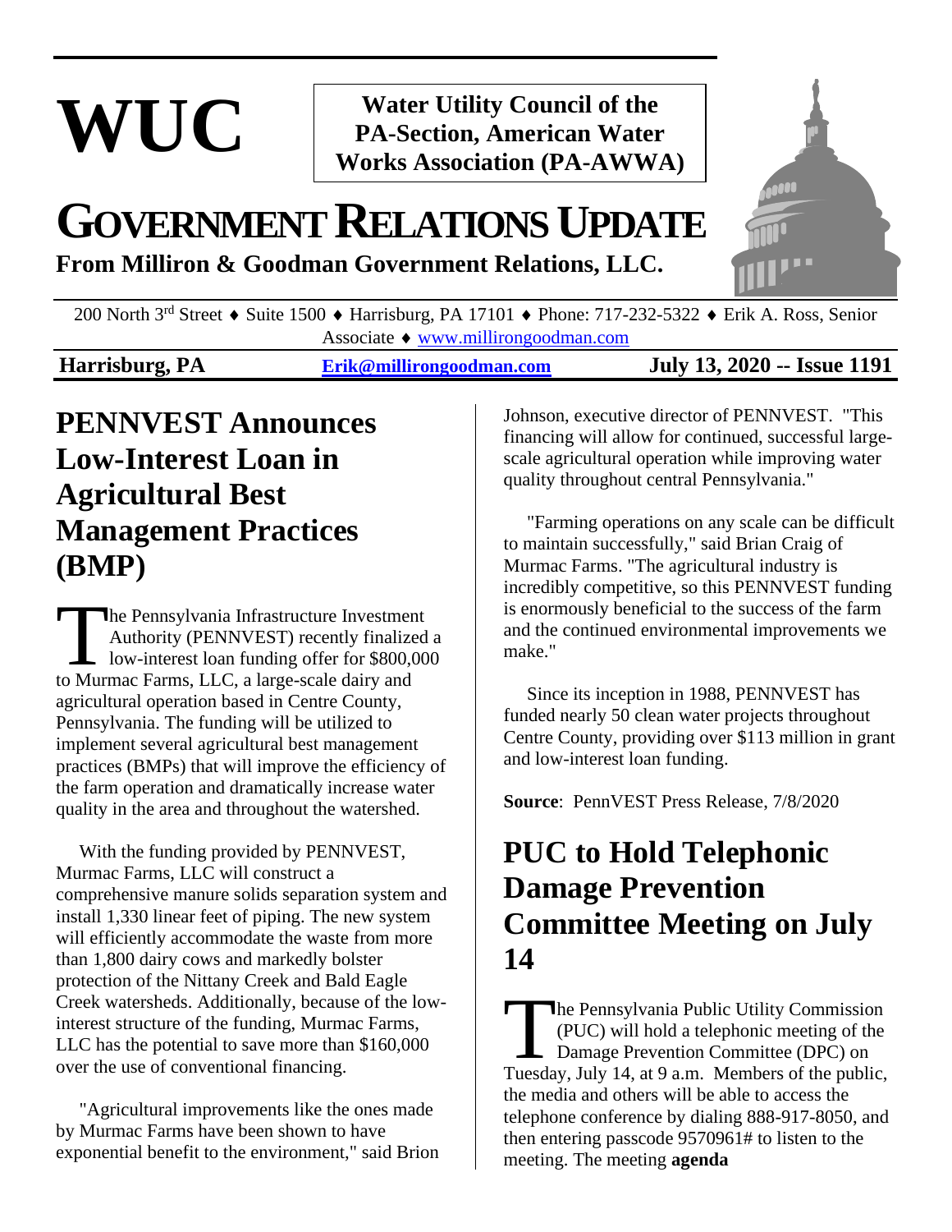# WUC

**Water Utility Council of the PA-Section, American Water Works Association (PA-AWWA)**

# GOVERNMENT RELATIONS UPDATE

**From Milliron & Goodman Government Relations, LLC.**

200 North 3rd Street ♦ Suite 1500 ♦ Harrisburg, PA 17101 ♦ Phone: 717-232-5322 ♦ Erik A. Ross, Senior Associate ♦ www.millirongoodman.com

**Harrisburg, PA** | **Erik@millirongoodman.com** | **July 13, 2020 -- Issue 1191**

## PENNVEST Announces Low-Interest Loan in Agricultural Best Management Practices (BMP)

The Pennsylvania Infrastructure Investment Authority (PENNVEST) recently finalized a low-interest loan funding offer for $800,000 to Murmac Farms, LLC, a large-scale dairy and agricultural operation based in Centre County, Pennsylvania. The funding will be utilized to implement several agricultural best management practices (BMPs) that will improve the efficiency of the farm operation and dramatically increase water quality in the area and throughout the watershed.

With the funding provided by PENNVEST, Murmac Farms, LLC will construct a comprehensive manure solids separation system and install 1,330 linear feet of piping. The new system will efficiently accommodate the waste from more than 1,800 dairy cows and markedly bolster protection of the Nittany Creek and Bald Eagle Creek watersheds. Additionally, because of the low-interest structure of the funding, Murmac Farms, LLC has the potential to save more than $160,000 over the use of conventional financing.

"Agricultural improvements like the ones made by Murmac Farms have been shown to have exponential benefit to the environment," said Brion Johnson, executive director of PENNVEST. "This financing will allow for continued, successful large-scale agricultural operation while improving water quality throughout central Pennsylvania."

"Farming operations on any scale can be difficult to maintain successfully," said Brian Craig of Murmac Farms. "The agricultural industry is incredibly competitive, so this PENNVEST funding is enormously beneficial to the success of the farm and the continued environmental improvements we make."

Since its inception in 1988, PENNVEST has funded nearly 50 clean water projects throughout Centre County, providing over $113 million in grant and low-interest loan funding.

**Source**: PennVEST Press Release, 7/8/2020

## PUC to Hold Telephonic Damage Prevention Committee Meeting on July 14

The Pennsylvania Public Utility Commission (PUC) will hold a telephonic meeting of the Damage Prevention Committee (DPC) on Tuesday, July 14, at 9 a.m. Members of the public, the media and others will be able to access the telephone conference by dialing 888-917-8050, and then entering passcode 9570961# to listen to the meeting. The meeting **agenda**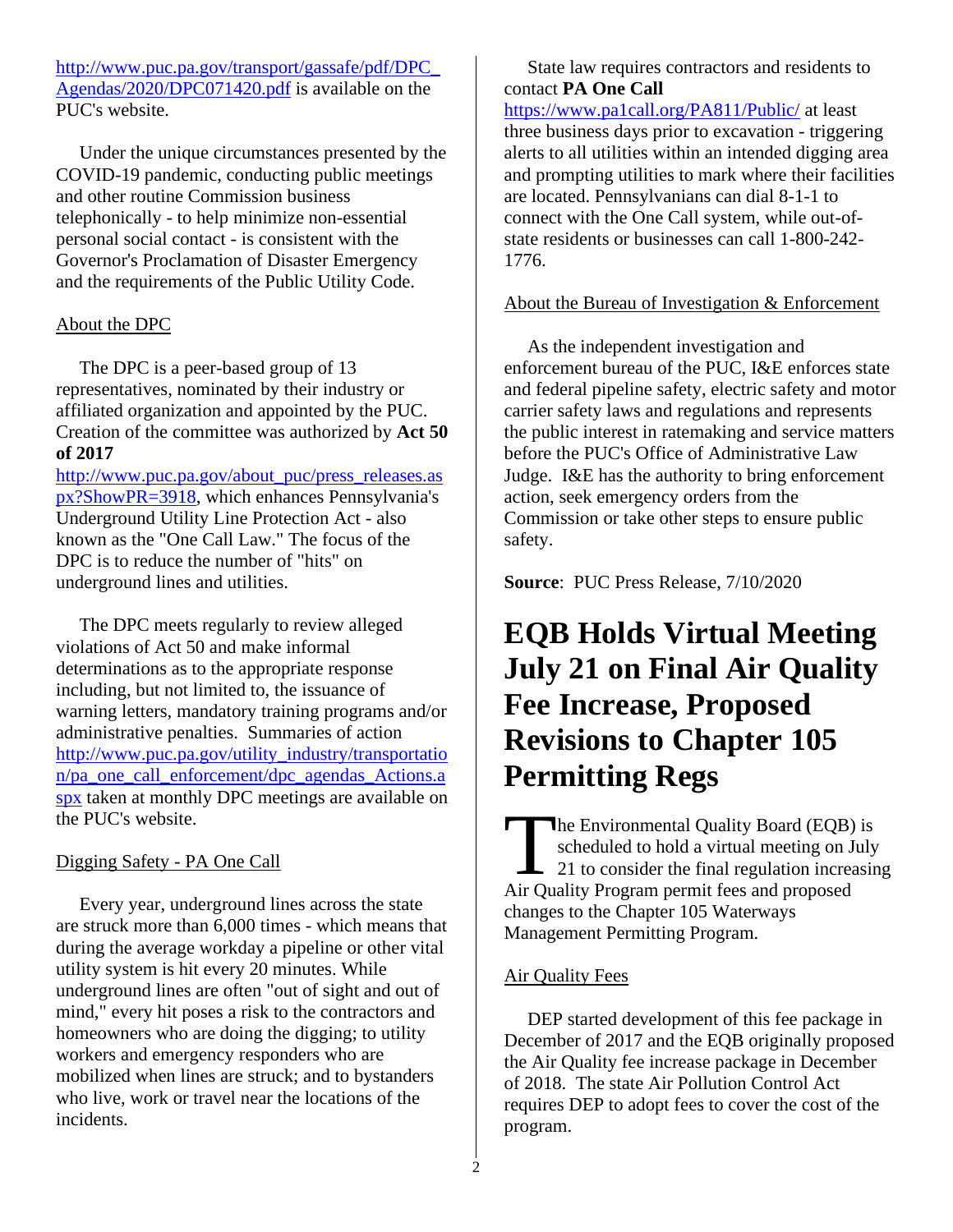http://www.puc.pa.gov/transport/gassafe/pdf/DPC_Agendas/2020/DPC071420.pdf is available on the PUC's website.

Under the unique circumstances presented by the COVID-19 pandemic, conducting public meetings and other routine Commission business telephonically - to help minimize non-essential personal social contact - is consistent with the Governor's Proclamation of Disaster Emergency and the requirements of the Public Utility Code.

About the DPC

The DPC is a peer-based group of 13 representatives, nominated by their industry or affiliated organization and appointed by the PUC. Creation of the committee was authorized by **Act 50 of 2017** http://www.puc.pa.gov/about_puc/press_releases.aspx?ShowPR=3918, which enhances Pennsylvania's Underground Utility Line Protection Act - also known as the "One Call Law." The focus of the DPC is to reduce the number of "hits" on underground lines and utilities.

The DPC meets regularly to review alleged violations of Act 50 and make informal determinations as to the appropriate response including, but not limited to, the issuance of warning letters, mandatory training programs and/or administrative penalties. Summaries of action http://www.puc.pa.gov/utility_industry/transportation/pa_one_call_enforcement/dpc_agendas_Actions.aspx taken at monthly DPC meetings are available on the PUC's website.

Digging Safety - PA One Call

Every year, underground lines across the state are struck more than 6,000 times - which means that during the average workday a pipeline or other vital utility system is hit every 20 minutes. While underground lines are often "out of sight and out of mind," every hit poses a risk to the contractors and homeowners who are doing the digging; to utility workers and emergency responders who are mobilized when lines are struck; and to bystanders who live, work or travel near the locations of the incidents.

State law requires contractors and residents to contact **PA One Call** https://www.pa1call.org/PA811/Public/ at least three business days prior to excavation - triggering alerts to all utilities within an intended digging area and prompting utilities to mark where their facilities are located. Pennsylvanians can dial 8-1-1 to connect with the One Call system, while out-of-state residents or businesses can call 1-800-242-1776.

About the Bureau of Investigation & Enforcement

As the independent investigation and enforcement bureau of the PUC, I&E enforces state and federal pipeline safety, electric safety and motor carrier safety laws and regulations and represents the public interest in ratemaking and service matters before the PUC's Office of Administrative Law Judge. I&E has the authority to bring enforcement action, seek emergency orders from the Commission or take other steps to ensure public safety.

**Source**: PUC Press Release, 7/10/2020

# EQB Holds Virtual Meeting July 21 on Final Air Quality Fee Increase, Proposed Revisions to Chapter 105 Permitting Regs

The Environmental Quality Board (EQB) is scheduled to hold a virtual meeting on July 21 to consider the final regulation increasing Air Quality Program permit fees and proposed changes to the Chapter 105 Waterways Management Permitting Program.

Air Quality Fees

DEP started development of this fee package in December of 2017 and the EQB originally proposed the Air Quality fee increase package in December of 2018. The state Air Pollution Control Act requires DEP to adopt fees to cover the cost of the program.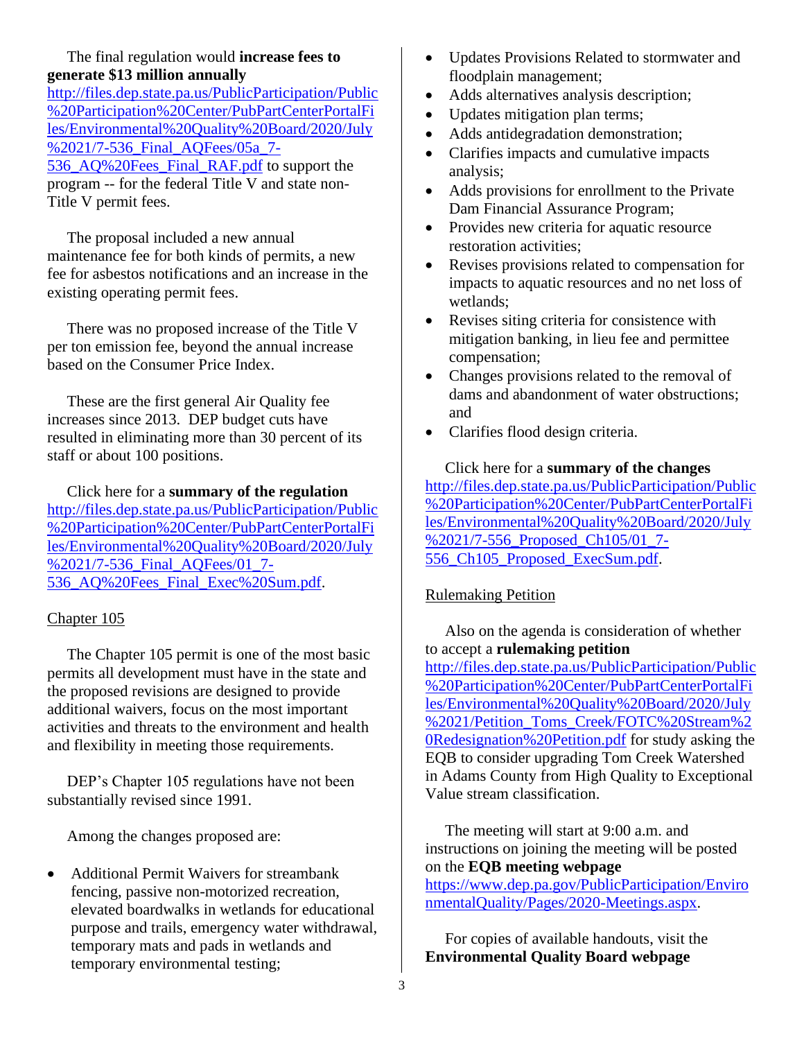The final regulation would **increase fees to generate $13 million annually** http://files.dep.state.pa.us/PublicParticipation/Public%20Participation%20Center/PubPartCenterPortalFiles/Environmental%20Quality%20Board/2020/July%2021/7-536_Final_AQFees/05a_7-536_AQ%20Fees_Final_RAF.pdf to support the program -- for the federal Title V and state non-Title V permit fees.

The proposal included a new annual maintenance fee for both kinds of permits, a new fee for asbestos notifications and an increase in the existing operating permit fees.

There was no proposed increase of the Title V per ton emission fee, beyond the annual increase based on the Consumer Price Index.

These are the first general Air Quality fee increases since 2013. DEP budget cuts have resulted in eliminating more than 30 percent of its staff or about 100 positions.

Click here for a **summary of the regulation** http://files.dep.state.pa.us/PublicParticipation/Public%20Participation%20Center/PubPartCenterPortalFiles/Environmental%20Quality%20Board/2020/July%2021/7-536_Final_AQFees/01_7-536_AQ%20Fees_Final_Exec%20Sum.pdf.

Chapter 105

The Chapter 105 permit is one of the most basic permits all development must have in the state and the proposed revisions are designed to provide additional waivers, focus on the most important activities and threats to the environment and health and flexibility in meeting those requirements.

DEP's Chapter 105 regulations have not been substantially revised since 1991.

Among the changes proposed are:

- Additional Permit Waivers for streambank fencing, passive non-motorized recreation, elevated boardwalks in wetlands for educational purpose and trails, emergency water withdrawal, temporary mats and pads in wetlands and temporary environmental testing;
- Updates Provisions Related to stormwater and floodplain management;
- Adds alternatives analysis description;
- Updates mitigation plan terms;
- Adds antidegradation demonstration;
- Clarifies impacts and cumulative impacts analysis;
- Adds provisions for enrollment to the Private Dam Financial Assurance Program;
- Provides new criteria for aquatic resource restoration activities;
- Revises provisions related to compensation for impacts to aquatic resources and no net loss of wetlands;
- Revises siting criteria for consistence with mitigation banking, in lieu fee and permittee compensation;
- Changes provisions related to the removal of dams and abandonment of water obstructions; and
- Clarifies flood design criteria.

Click here for a **summary of the changes** http://files.dep.state.pa.us/PublicParticipation/Public%20Participation%20Center/PubPartCenterPortalFiles/Environmental%20Quality%20Board/2020/July%2021/7-556_Proposed_Ch105/01_7-556_Ch105_Proposed_ExecSum.pdf.

Rulemaking Petition

Also on the agenda is consideration of whether to accept a **rulemaking petition** http://files.dep.state.pa.us/PublicParticipation/Public%20Participation%20Center/PubPartCenterPortalFiles/Environmental%20Quality%20Board/2020/July%2021/Petition_Toms_Creek/FOTC%20Stream%20Redesignation%20Petition.pdf for study asking the EQB to consider upgrading Tom Creek Watershed in Adams County from High Quality to Exceptional Value stream classification.

The meeting will start at 9:00 a.m. and instructions on joining the meeting will be posted on the **EQB meeting webpage** https://www.dep.pa.gov/PublicParticipation/EnvironmentalQuality/Pages/2020-Meetings.aspx.

For copies of available handouts, visit the **Environmental Quality Board webpage**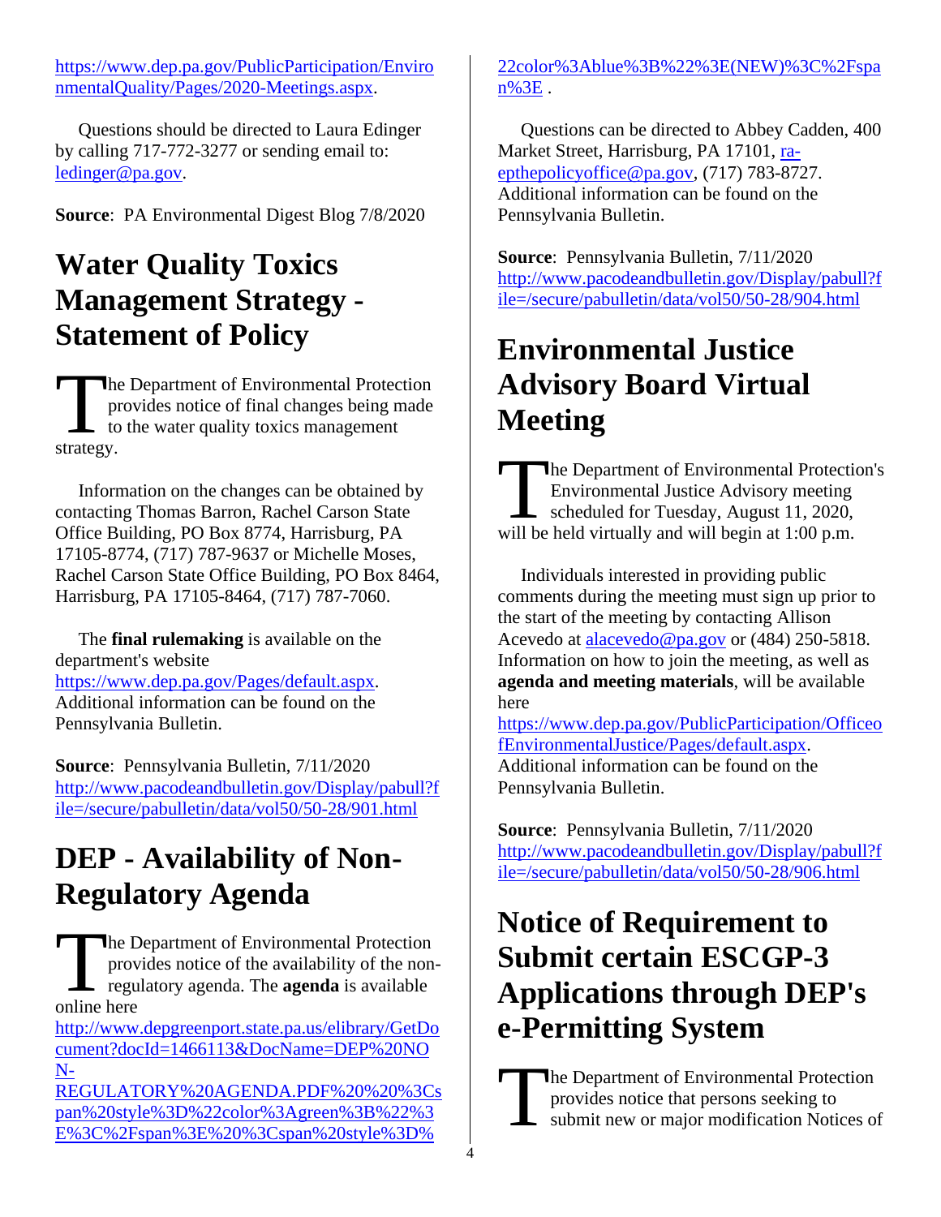https://www.dep.pa.gov/PublicParticipation/EnvironmentalQuality/Pages/2020-Meetings.aspx.

Questions should be directed to Laura Edinger by calling 717-772-3277 or sending email to: ledinger@pa.gov.

**Source**: PA Environmental Digest Blog 7/8/2020

# Water Quality Toxics Management Strategy - Statement of Policy

The Department of Environmental Protection provides notice of final changes being made to the water quality toxics management strategy.

Information on the changes can be obtained by contacting Thomas Barron, Rachel Carson State Office Building, PO Box 8774, Harrisburg, PA 17105-8774, (717) 787-9637 or Michelle Moses, Rachel Carson State Office Building, PO Box 8464, Harrisburg, PA 17105-8464, (717) 787-7060.

The **final rulemaking** is available on the department's website https://www.dep.pa.gov/Pages/default.aspx. Additional information can be found on the Pennsylvania Bulletin.

**Source**: Pennsylvania Bulletin, 7/11/2020 http://www.pacodeandbulletin.gov/Display/pabull?file=/secure/pabulletin/data/vol50/50-28/901.html

# DEP - Availability of Non-Regulatory Agenda

The Department of Environmental Protection provides notice of the availability of the non-regulatory agenda. The **agenda** is available online here http://www.depgreenport.state.pa.us/elibrary/GetDocument?docId=1466113&DocName=DEP%20NON-REGULATORY%20AGENDA.PDF%20%20%3Cspan%20style%3D%22color%3Agreen%3B%22%3E%3C%2Fspan%3E%20%3Cspan%20style%3D%22color%3Ablue%3B%22%3E(NEW)%3C%2Fspan%3E .

Questions can be directed to Abbey Cadden, 400 Market Street, Harrisburg, PA 17101, ra-epthepolicyoffice@pa.gov, (717) 783-8727. Additional information can be found on the Pennsylvania Bulletin.

**Source**: Pennsylvania Bulletin, 7/11/2020 http://www.pacodeandbulletin.gov/Display/pabull?file=/secure/pabulletin/data/vol50/50-28/904.html

# Environmental Justice Advisory Board Virtual Meeting

The Department of Environmental Protection's Environmental Justice Advisory meeting scheduled for Tuesday, August 11, 2020, will be held virtually and will begin at 1:00 p.m.

Individuals interested in providing public comments during the meeting must sign up prior to the start of the meeting by contacting Allison Acevedo at alacevedo@pa.gov or (484) 250-5818. Information on how to join the meeting, as well as **agenda and meeting materials**, will be available here https://www.dep.pa.gov/PublicParticipation/OfficeofEnvironmentalJustice/Pages/default.aspx. Additional information can be found on the Pennsylvania Bulletin.

**Source**: Pennsylvania Bulletin, 7/11/2020 http://www.pacodeandbulletin.gov/Display/pabull?file=/secure/pabulletin/data/vol50/50-28/906.html

# Notice of Requirement to Submit certain ESCGP-3 Applications through DEP's e-Permitting System

The Department of Environmental Protection provides notice that persons seeking to submit new or major modification Notices of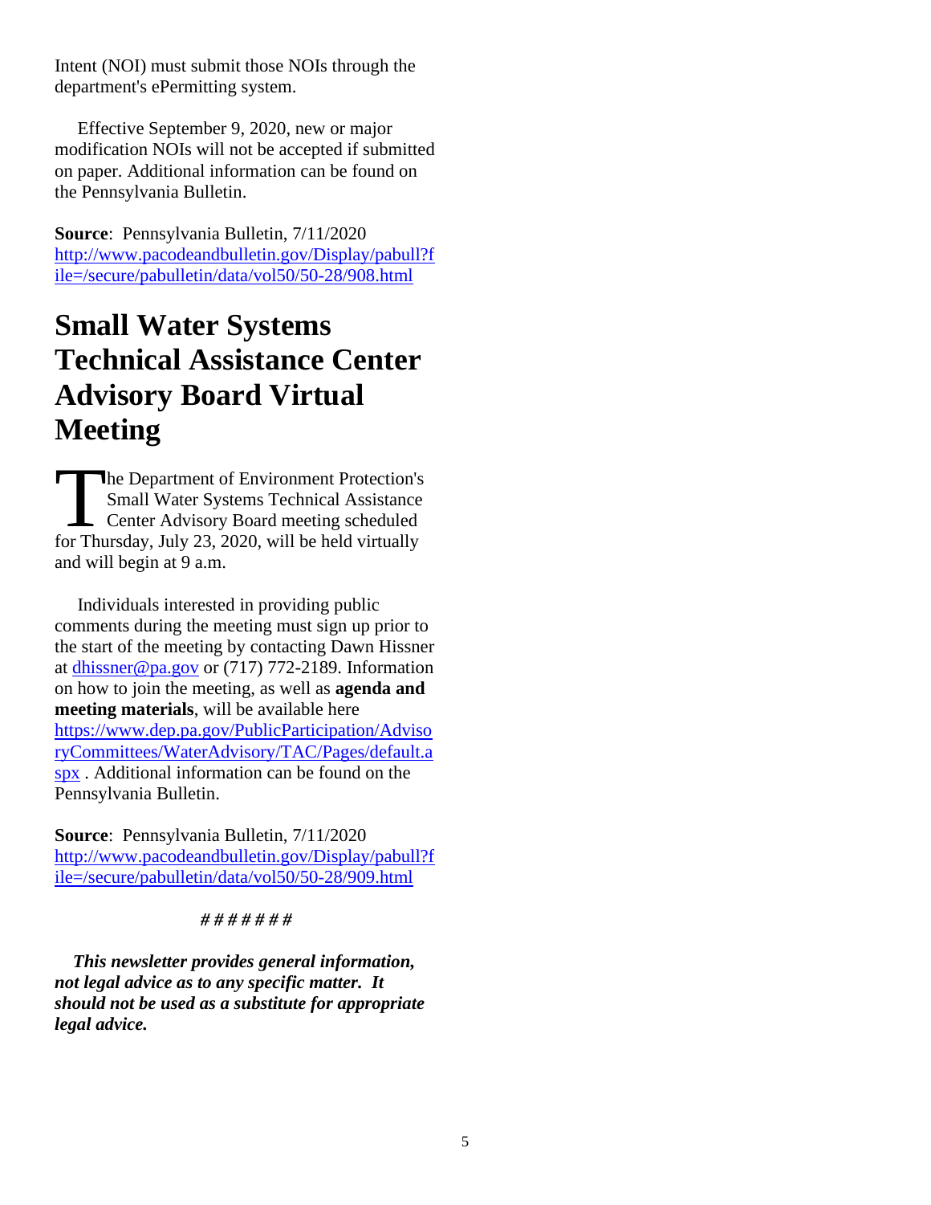Intent (NOI) must submit those NOIs through the department's ePermitting system.

Effective September 9, 2020, new or major modification NOIs will not be accepted if submitted on paper. Additional information can be found on the Pennsylvania Bulletin.

**Source**: Pennsylvania Bulletin, 7/11/2020
http://www.pacodeandbulletin.gov/Display/pabull?file=/secure/pabulletin/data/vol50/50-28/908.html

# Small Water Systems Technical Assistance Center Advisory Board Virtual Meeting

The Department of Environment Protection's Small Water Systems Technical Assistance Center Advisory Board meeting scheduled for Thursday, July 23, 2020, will be held virtually and will begin at 9 a.m.

Individuals interested in providing public comments during the meeting must sign up prior to the start of the meeting by contacting Dawn Hissner at dhissner@pa.gov or (717) 772-2189. Information on how to join the meeting, as well as **agenda and meeting materials**, will be available here https://www.dep.pa.gov/PublicParticipation/AdvisoryCommittees/WaterAdvisory/TAC/Pages/default.aspx . Additional information can be found on the Pennsylvania Bulletin.

**Source**: Pennsylvania Bulletin, 7/11/2020
http://www.pacodeandbulletin.gov/Display/pabull?file=/secure/pabulletin/data/vol50/50-28/909.html

*# # # # # # #*

***This newsletter provides general information, not legal advice as to any specific matter. It should not be used as a substitute for appropriate legal advice.***